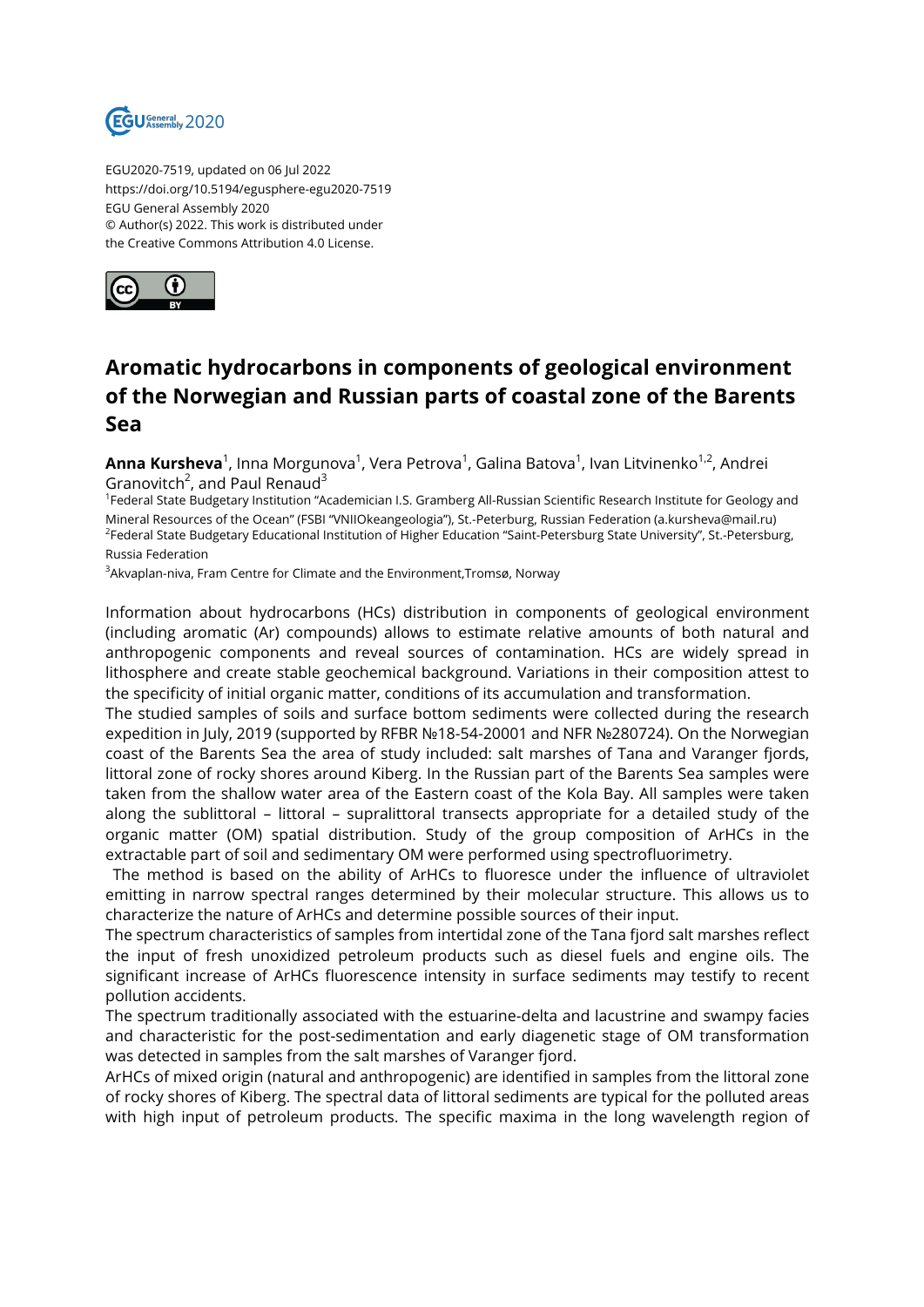EGU2020-7519, updated on 06 Jul 2022
https://doi.org/10.5194/egusphere-egu2020-7519
EGU General Assembly 2020
© Author(s) 2022. This work is distributed under
the Creative Commons Attribution 4.0 License.

# Aromatic hydrocarbons in components of geological environment of the Norwegian and Russian parts of coastal zone of the Barents Sea

**Anna Kursheva**[1], Inna Morgunova[1], Vera Petrova[1], Galina Batova[1], Ivan Litvinenko[1,2], Andrei Granovitch[2], and Paul Renaud[3]

[1]Federal State Budgetary Institution "Academician I.S. Gramberg All-Russian Scientific Research Institute for Geology and Mineral Resources of the Ocean" (FSBI "VNIIOkeangeologia"), St.-Peterburg, Russian Federation (a.kursheva@mail.ru)
[2]Federal State Budgetary Educational Institution of Higher Education "Saint-Petersburg State University", St.-Petersburg, Russia Federation
[3]Akvaplan-niva, Fram Centre for Climate and the Environment,Tromsø, Norway

Information about hydrocarbons (HCs) distribution in components of geological environment (including aromatic (Ar) compounds) allows to estimate relative amounts of both natural and anthropogenic components and reveal sources of contamination. HCs are widely spread in lithosphere and create stable geochemical background. Variations in their composition attest to the specificity of initial organic matter, conditions of its accumulation and transformation.

The studied samples of soils and surface bottom sediments were collected during the research expedition in July, 2019 (supported by RFBR №18-54-20001 and NFR №280724). On the Norwegian coast of the Barents Sea the area of study included: salt marshes of Tana and Varanger fjords, littoral zone of rocky shores around Kiberg. In the Russian part of the Barents Sea samples were taken from the shallow water area of the Eastern coast of the Kola Bay. All samples were taken along the sublittoral – littoral – supralittoral transects appropriate for a detailed study of the organic matter (OM) spatial distribution. Study of the group composition of ArHCs in the extractable part of soil and sedimentary OM were performed using spectrofluorimetry.

The method is based on the ability of ArHCs to fluoresce under the influence of ultraviolet emitting in narrow spectral ranges determined by their molecular structure. This allows us to characterize the nature of ArHCs and determine possible sources of their input.

The spectrum characteristics of samples from intertidal zone of the Tana fjord salt marshes reflect the input of fresh unoxidized petroleum products such as diesel fuels and engine oils. The significant increase of ArHCs fluorescence intensity in surface sediments may testify to recent pollution accidents.

The spectrum traditionally associated with the estuarine-delta and lacustrine and swampy facies and characteristic for the post-sedimentation and early diagenetic stage of OM transformation was detected in samples from the salt marshes of Varanger fjord.

ArHCs of mixed origin (natural and anthropogenic) are identified in samples from the littoral zone of rocky shores of Kiberg. The spectral data of littoral sediments are typical for the polluted areas with high input of petroleum products. The specific maxima in the long wavelength region of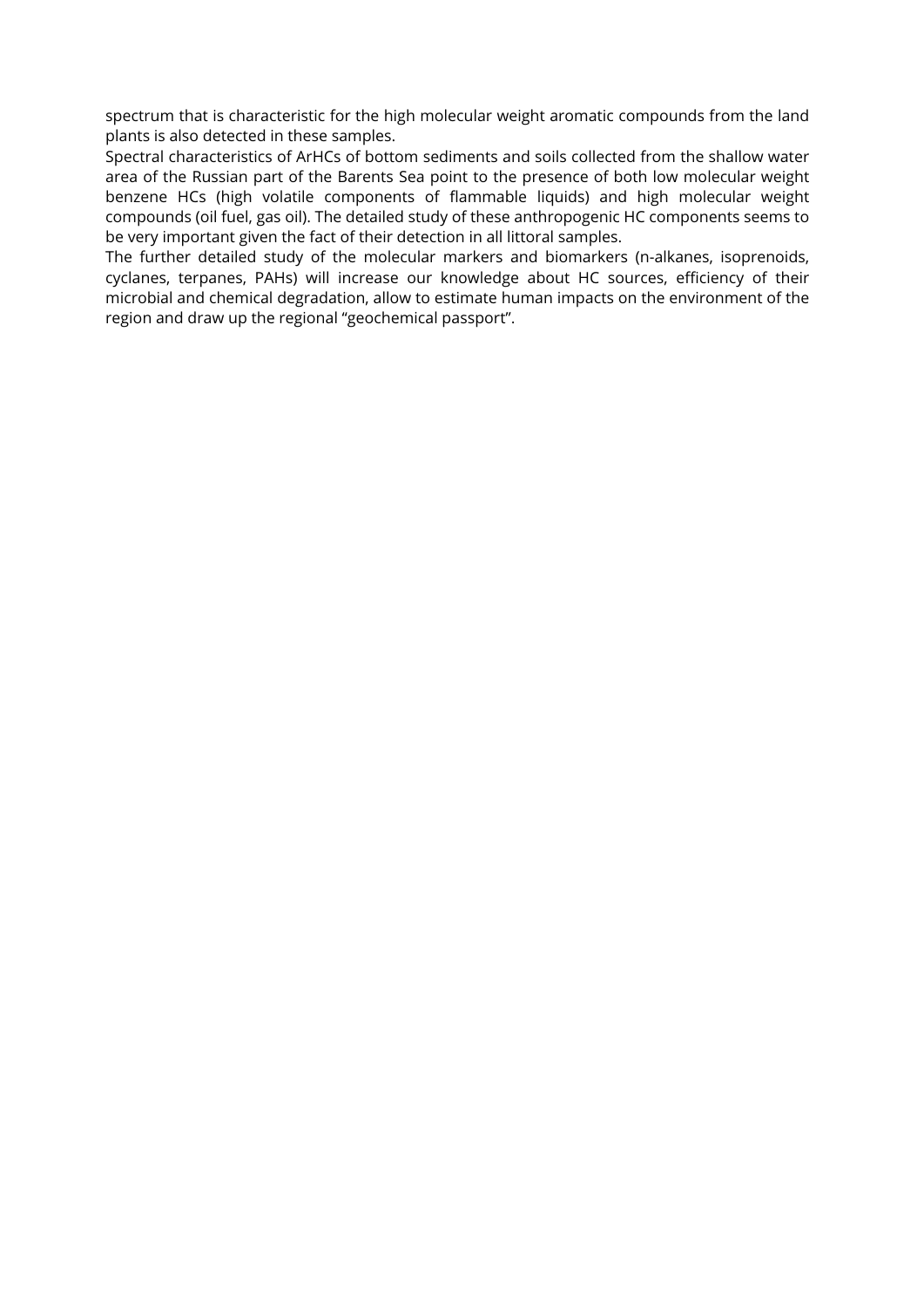spectrum that is characteristic for the high molecular weight aromatic compounds from the land plants is also detected in these samples.

Spectral characteristics of ArHCs of bottom sediments and soils collected from the shallow water area of the Russian part of the Barents Sea point to the presence of both low molecular weight benzene HCs (high volatile components of flammable liquids) and high molecular weight compounds (oil fuel, gas oil). The detailed study of these anthropogenic HC components seems to be very important given the fact of their detection in all littoral samples.

The further detailed study of the molecular markers and biomarkers (n-alkanes, isoprenoids, cyclanes, terpanes, PAHs) will increase our knowledge about HC sources, efficiency of their microbial and chemical degradation, allow to estimate human impacts on the environment of the region and draw up the regional "geochemical passport".